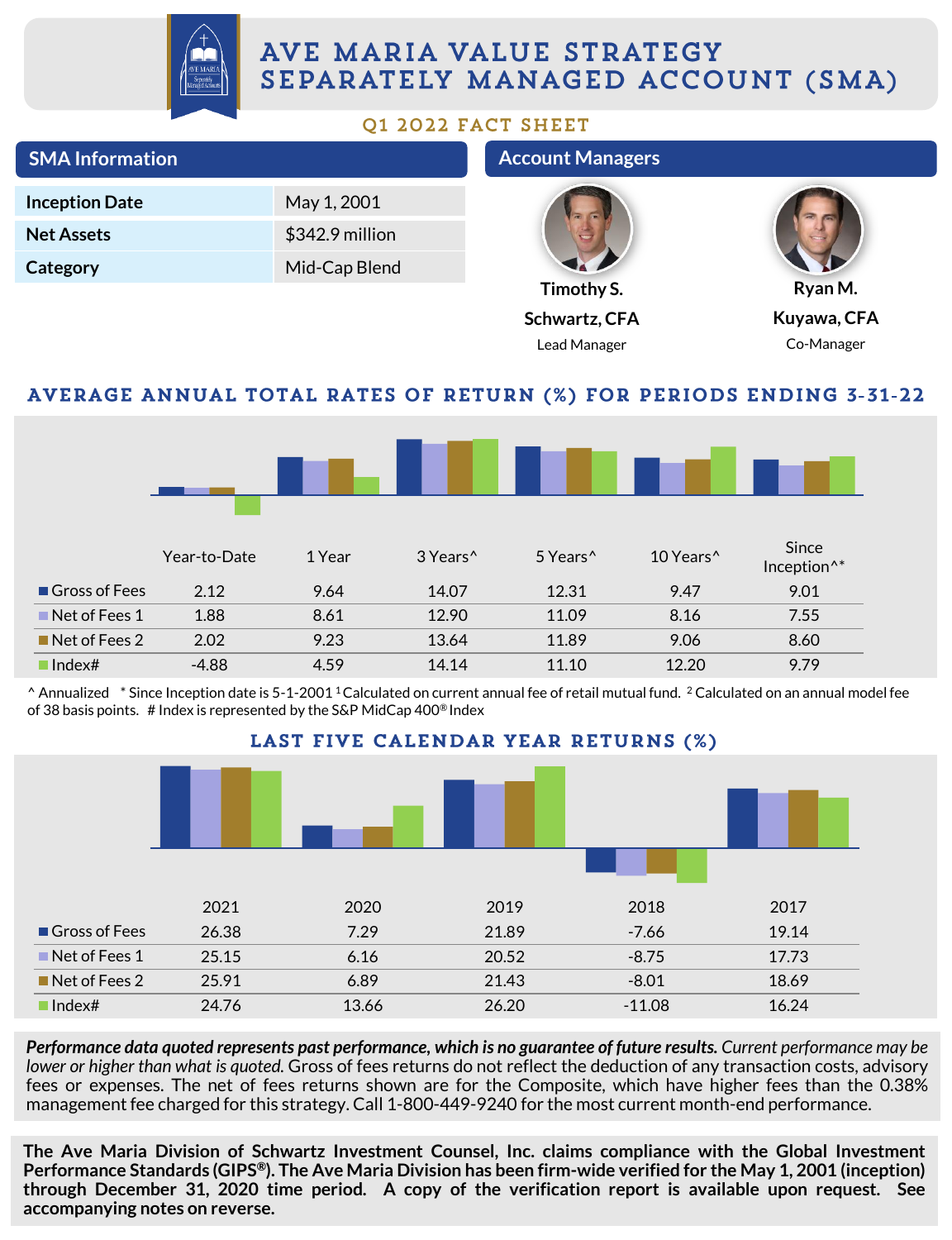# AVE MARIA VALUE STRATEGY SEPARATELY MANAGED ACCOUNT (SMA)

## Q1 2022 FACT SHEET

## SMA Information

| | |
|---|---|
| **Inception Date** | May 1, 2001 |
| **Net Assets** | $342.9 million |
| **Category** | Mid-Cap Blend |

## Account Managers

**Timothy S. Schwartz, CFA**
Lead Manager

**Ryan M. Kuyawa, CFA**
Co-Manager

## AVERAGE ANNUAL TOTAL RATES OF RETURN (%) FOR PERIODS ENDING 3-31-22

| | Year-to-Date | 1 Year | 3 Years^ | 5 Years^ | 10 Years^ | Since Inception^* |
|---|---|---|---|---|---|---|
| Gross of Fees | 2.12 | 9.64 | 14.07 | 12.31 | 9.47 | 9.01 |
| Net of Fees 1 | 1.88 | 8.61 | 12.90 | 11.09 | 8.16 | 7.55 |
| Net of Fees 2 | 2.02 | 9.23 | 13.64 | 11.89 | 9.06 | 8.60 |
| Index# | -4.88 | 4.59 | 14.14 | 11.10 | 12.20 | 9.79 |

^ Annualized * Since Inception date is 5-1-2001 [1] Calculated on current annual fee of retail mutual fund. [2] Calculated on an annual model fee of 38 basis points. # Index is represented by the S&P MidCap 400® Index

## LAST FIVE CALENDAR YEAR RETURNS (%)

| | 2021 | 2020 | 2019 | 2018 | 2017 |
|---|---|---|---|---|---|
| Gross of Fees | 26.38 | 7.29 | 21.89 | -7.66 | 19.14 |
| Net of Fees 1 | 25.15 | 6.16 | 20.52 | -8.75 | 17.73 |
| Net of Fees 2 | 25.91 | 6.89 | 21.43 | -8.01 | 18.69 |
| Index# | 24.76 | 13.66 | 26.20 | -11.08 | 16.24 |

***Performance data quoted represents past performance, which is no guarantee of future results.*** *Current performance may be lower or higher than what is quoted.* Gross of fees returns do not reflect the deduction of any transaction costs, advisory fees or expenses. The net of fees returns shown are for the Composite, which have higher fees than the 0.38% management fee charged for this strategy. Call 1-800-449-9240 for the most current month-end performance.

**The Ave Maria Division of Schwartz Investment Counsel, Inc. claims compliance with the Global Investment Performance Standards (GIPS®). The Ave Maria Division has been firm-wide verified for the May 1, 2001 (inception) through December 31, 2020 time period. A copy of the verification report is available upon request. See accompanying notes on reverse.**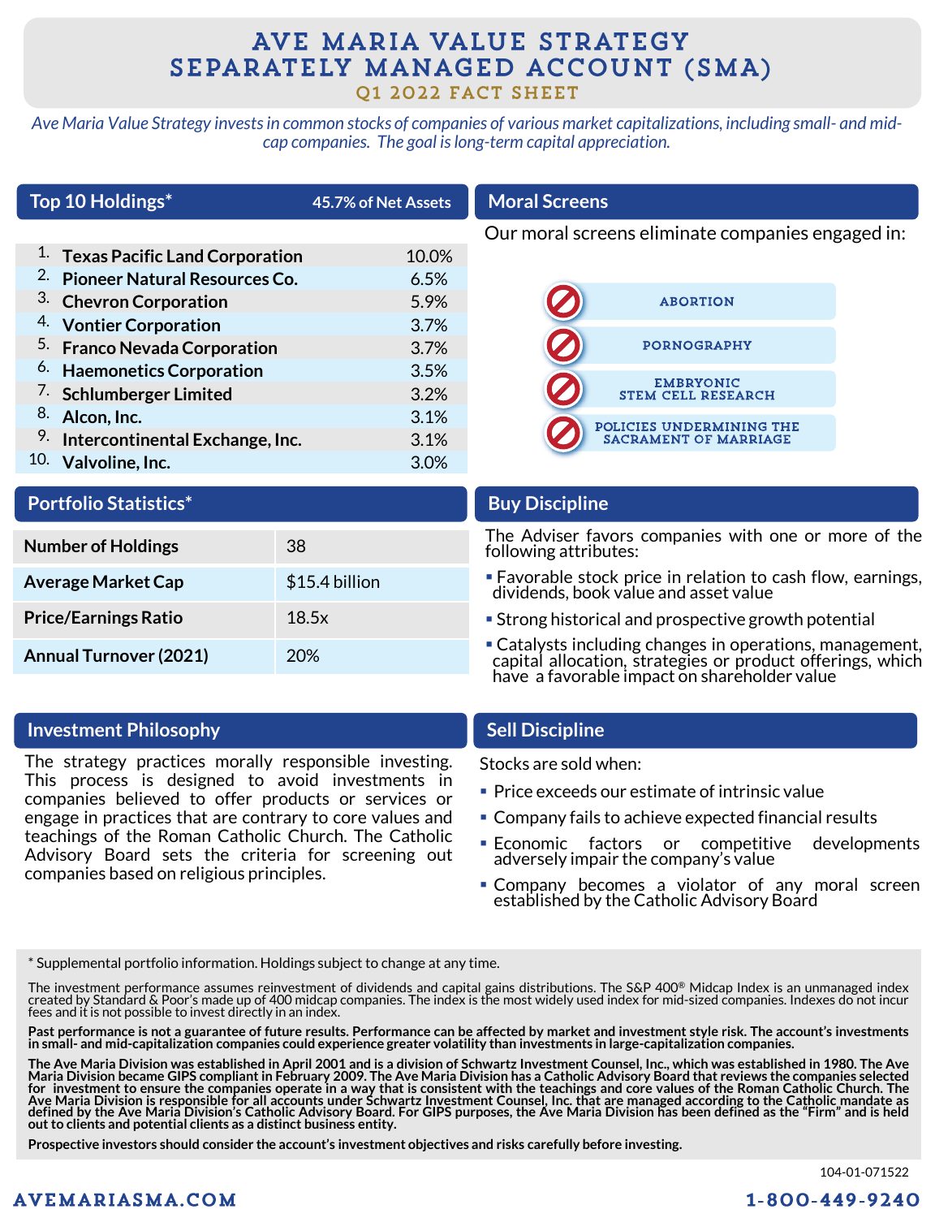# AVE MARIA VALUE STRATEGY SEPARATELY MANAGED ACCOUNT (SMA)

## Q1 2022 FACT SHEET

*Ave Maria Value Strategy invests in common stocks of companies of various market capitalizations, including small- and mid-cap companies. The goal is long-term capital appreciation.*

## Top 10 Holdings* — 45.7% of Net Assets

| | Holding | % |
|---|---|---|
| 1. | **Texas Pacific Land Corporation** | 10.0% |
| 2. | **Pioneer Natural Resources Co.** | 6.5% |
| 3. | **Chevron Corporation** | 5.9% |
| 4. | **Vontier Corporation** | 3.7% |
| 5. | **Franco Nevada Corporation** | 3.7% |
| 6. | **Haemonetics Corporation** | 3.5% |
| 7. | **Schlumberger Limited** | 3.2% |
| 8. | **Alcon, Inc.** | 3.1% |
| 9. | **Intercontinental Exchange, Inc.** | 3.1% |
| 10. | **Valvoline, Inc.** | 3.0% |

## Moral Screens

Our moral screens eliminate companies engaged in:

- ABORTION
- PORNOGRAPHY
- EMBRYONIC STEM CELL RESEARCH
- POLICIES UNDERMINING THE SACRAMENT OF MARRIAGE

## Portfolio Statistics*

| Statistic | Value |
|---|---|
| **Number of Holdings** | 38 |
| **Average Market Cap** | $15.4 billion |
| **Price/Earnings Ratio** | 18.5x |
| **Annual Turnover (2021)** | 20% |

## Buy Discipline

The Adviser favors companies with one or more of the following attributes:

- Favorable stock price in relation to cash flow, earnings, dividends, book value and asset value
- Strong historical and prospective growth potential
- Catalysts including changes in operations, management, capital allocation, strategies or product offerings, which have a favorable impact on shareholder value

## Investment Philosophy

The strategy practices morally responsible investing. This process is designed to avoid investments in companies believed to offer products or services or engage in practices that are contrary to core values and teachings of the Roman Catholic Church. The Catholic Advisory Board sets the criteria for screening out companies based on religious principles.

## Sell Discipline

Stocks are sold when:

- Price exceeds our estimate of intrinsic value
- Company fails to achieve expected financial results
- Economic factors or competitive developments adversely impair the company's value
- Company becomes a violator of any moral screen established by the Catholic Advisory Board

---

* Supplemental portfolio information. Holdings subject to change at any time.

The investment performance assumes reinvestment of dividends and capital gains distributions. The S&P 400® Midcap Index is an unmanaged index created by Standard & Poor's made up of 400 midcap companies. The index is the most widely used index for mid-sized companies. Indexes do not incur fees and it is not possible to invest directly in an index.

**Past performance is not a guarantee of future results. Performance can be affected by market and investment style risk. The account's investments in small- and mid-capitalization companies could experience greater volatility than investments in large-capitalization companies.**

**The Ave Maria Division was established in April 2001 and is a division of Schwartz Investment Counsel, Inc., which was established in 1980. The Ave Maria Division became GIPS compliant in February 2009. The Ave Maria Division has a Catholic Advisory Board that reviews the companies selected for investment to ensure the companies operate in a way that is consistent with the teachings and core values of the Roman Catholic Church. The Ave Maria Division is responsible for all accounts under Schwartz Investment Counsel, Inc. that are managed according to the Catholic mandate as defined by the Ave Maria Division's Catholic Advisory Board. For GIPS purposes, the Ave Maria Division has been defined as the "Firm" and is held out to clients and potential clients as a distinct business entity.**

**Prospective investors should consider the account's investment objectives and risks carefully before investing.**

104-01-071522

AVEMARIASMA.COM — 1-800-449-9240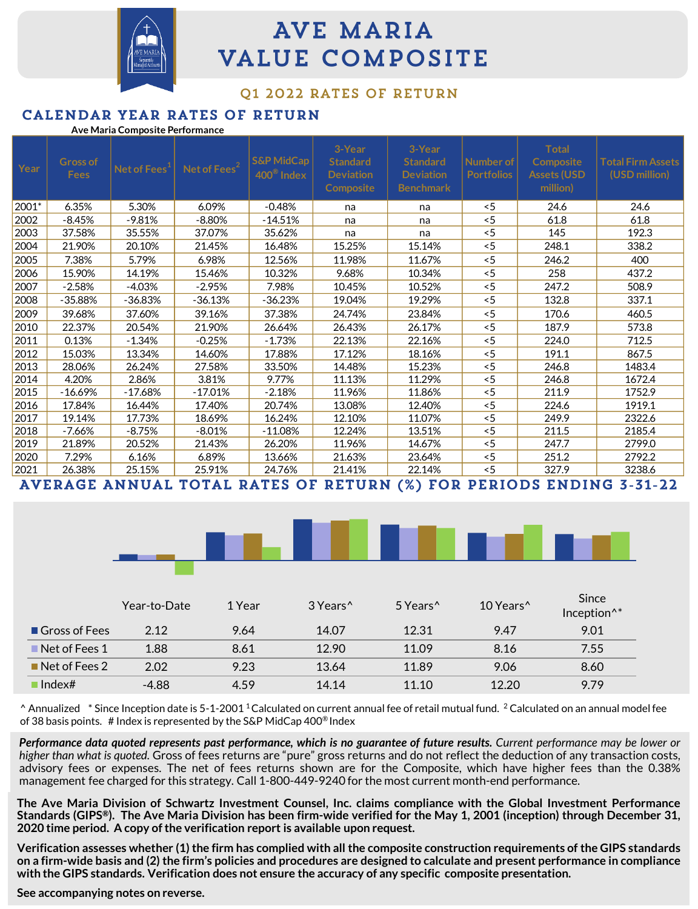# AVE MARIA VALUE COMPOSITE

## Q1 2022 RATES OF RETURN

## CALENDAR YEAR RATES OF RETURN

**Ave Maria Composite Performance**

| Year | Gross of Fees | Net of Fees[1] | Net of Fees[2] | S&P MidCap 400® Index | 3-Year Standard Deviation Composite | 3-Year Standard Deviation Benchmark | Number of Portfolios | Total Composite Assets (USD million) | Total Firm Assets (USD million) |
|---|---|---|---|---|---|---|---|---|---|
| 2001* | 6.35% | 5.30% | 6.09% | -0.48% | na | na | <5 | 24.6 | 24.6 |
| 2002 | -8.45% | -9.81% | -8.80% | -14.51% | na | na | <5 | 61.8 | 61.8 |
| 2003 | 37.58% | 35.55% | 37.07% | 35.62% | na | na | <5 | 145 | 192.3 |
| 2004 | 21.90% | 20.10% | 21.45% | 16.48% | 15.25% | 15.14% | <5 | 248.1 | 338.2 |
| 2005 | 7.38% | 5.79% | 6.98% | 12.56% | 11.98% | 11.67% | <5 | 246.2 | 400 |
| 2006 | 15.90% | 14.19% | 15.46% | 10.32% | 9.68% | 10.34% | <5 | 258 | 437.2 |
| 2007 | -2.58% | -4.03% | -2.95% | 7.98% | 10.45% | 10.52% | <5 | 247.2 | 508.9 |
| 2008 | -35.88% | -36.83% | -36.13% | -36.23% | 19.04% | 19.29% | <5 | 132.8 | 337.1 |
| 2009 | 39.68% | 37.60% | 39.16% | 37.38% | 24.74% | 23.84% | <5 | 170.6 | 460.5 |
| 2010 | 22.37% | 20.54% | 21.90% | 26.64% | 26.43% | 26.17% | <5 | 187.9 | 573.8 |
| 2011 | 0.13% | -1.34% | -0.25% | -1.73% | 22.13% | 22.16% | <5 | 224.0 | 712.5 |
| 2012 | 15.03% | 13.34% | 14.60% | 17.88% | 17.12% | 18.16% | <5 | 191.1 | 867.5 |
| 2013 | 28.06% | 26.24% | 27.58% | 33.50% | 14.48% | 15.23% | <5 | 246.8 | 1483.4 |
| 2014 | 4.20% | 2.86% | 3.81% | 9.77% | 11.13% | 11.29% | <5 | 246.8 | 1672.4 |
| 2015 | -16.69% | -17.68% | -17.01% | -2.18% | 11.96% | 11.86% | <5 | 211.9 | 1752.9 |
| 2016 | 17.84% | 16.44% | 17.40% | 20.74% | 13.08% | 12.40% | <5 | 224.6 | 1919.1 |
| 2017 | 19.14% | 17.73% | 18.69% | 16.24% | 12.10% | 11.07% | <5 | 249.9 | 2322.6 |
| 2018 | -7.66% | -8.75% | -8.01% | -11.08% | 12.24% | 13.51% | <5 | 211.5 | 2185.4 |
| 2019 | 21.89% | 20.52% | 21.43% | 26.20% | 11.96% | 14.67% | <5 | 247.7 | 2799.0 |
| 2020 | 7.29% | 6.16% | 6.89% | 13.66% | 21.63% | 23.64% | <5 | 251.2 | 2792.2 |
| 2021 | 26.38% | 25.15% | 25.91% | 24.76% | 21.41% | 22.14% | <5 | 327.9 | 3238.6 |

## AVERAGE ANNUAL TOTAL RATES OF RETURN (%) FOR PERIODS ENDING 3-31-22

| | Year-to-Date | 1 Year | 3 Years^ | 5 Years^ | 10 Years^ | Since Inception^* |
|---|---|---|---|---|---|---|
| Gross of Fees | 2.12 | 9.64 | 14.07 | 12.31 | 9.47 | 9.01 |
| Net of Fees 1 | 1.88 | 8.61 | 12.90 | 11.09 | 8.16 | 7.55 |
| Net of Fees 2 | 2.02 | 9.23 | 13.64 | 11.89 | 9.06 | 8.60 |
| Index# | -4.88 | 4.59 | 14.14 | 11.10 | 12.20 | 9.79 |

^ Annualized * Since Inception date is 5-1-2001 [1] Calculated on current annual fee of retail mutual fund. [2] Calculated on an annual model fee of 38 basis points. # Index is represented by the S&P MidCap 400® Index

***Performance data quoted represents past performance, which is no guarantee of future results.*** *Current performance may be lower or higher than what is quoted.* Gross of fees returns are "pure" gross returns and do not reflect the deduction of any transaction costs, advisory fees or expenses. The net of fees returns shown are for the Composite, which have higher fees than the 0.38% management fee charged for this strategy. Call 1-800-449-9240 for the most current month-end performance.

**The Ave Maria Division of Schwartz Investment Counsel, Inc. claims compliance with the Global Investment Performance Standards (GIPS®). The Ave Maria Division has been firm-wide verified for the May 1, 2001 (inception) through December 31, 2020 time period. A copy of the verification report is available upon request.**

**Verification assesses whether (1) the firm has complied with all the composite construction requirements of the GIPS standards on a firm-wide basis and (2) the firm's policies and procedures are designed to calculate and present performance in compliance with the GIPS standards. Verification does not ensure the accuracy of any specific composite presentation.**

**See accompanying notes on reverse.**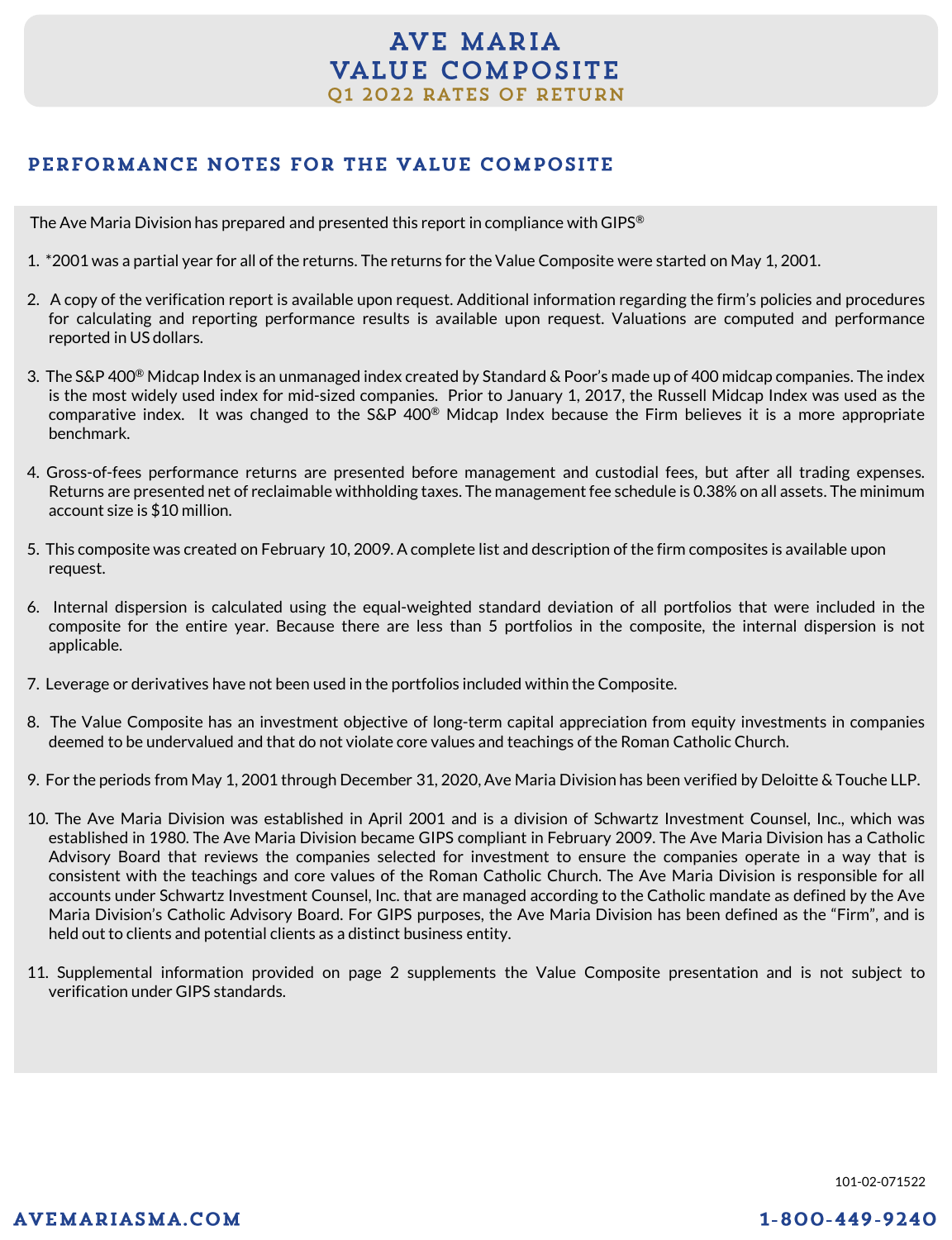# AVE MARIA VALUE COMPOSITE

### Q1 2022 RATES OF RETURN

## PERFORMANCE NOTES FOR THE VALUE COMPOSITE

The Ave Maria Division has prepared and presented this report in compliance with GIPS®

1. *2001 was a partial year for all of the returns. The returns for the Value Composite were started on May 1, 2001.

2. A copy of the verification report is available upon request. Additional information regarding the firm's policies and procedures for calculating and reporting performance results is available upon request. Valuations are computed and performance reported in US dollars.

3. The S&P 400® Midcap Index is an unmanaged index created by Standard & Poor's made up of 400 midcap companies. The index is the most widely used index for mid-sized companies. Prior to January 1, 2017, the Russell Midcap Index was used as the comparative index. It was changed to the S&P 400® Midcap Index because the Firm believes it is a more appropriate benchmark.

4. Gross-of-fees performance returns are presented before management and custodial fees, but after all trading expenses. Returns are presented net of reclaimable withholding taxes. The management fee schedule is 0.38% on all assets. The minimum account size is $10 million.

5. This composite was created on February 10, 2009. A complete list and description of the firm composites is available upon request.

6. Internal dispersion is calculated using the equal-weighted standard deviation of all portfolios that were included in the composite for the entire year. Because there are less than 5 portfolios in the composite, the internal dispersion is not applicable.

7. Leverage or derivatives have not been used in the portfolios included within the Composite.

8. The Value Composite has an investment objective of long-term capital appreciation from equity investments in companies deemed to be undervalued and that do not violate core values and teachings of the Roman Catholic Church.

9. For the periods from May 1, 2001 through December 31, 2020, Ave Maria Division has been verified by Deloitte & Touche LLP.

10. The Ave Maria Division was established in April 2001 and is a division of Schwartz Investment Counsel, Inc., which was established in 1980. The Ave Maria Division became GIPS compliant in February 2009. The Ave Maria Division has a Catholic Advisory Board that reviews the companies selected for investment to ensure the companies operate in a way that is consistent with the teachings and core values of the Roman Catholic Church. The Ave Maria Division is responsible for all accounts under Schwartz Investment Counsel, Inc. that are managed according to the Catholic mandate as defined by the Ave Maria Division's Catholic Advisory Board. For GIPS purposes, the Ave Maria Division has been defined as the "Firm", and is held out to clients and potential clients as a distinct business entity.

11. Supplemental information provided on page 2 supplements the Value Composite presentation and is not subject to verification under GIPS standards.

101-02-071522

AVEMARIASMA.COM

1-800-449-9240